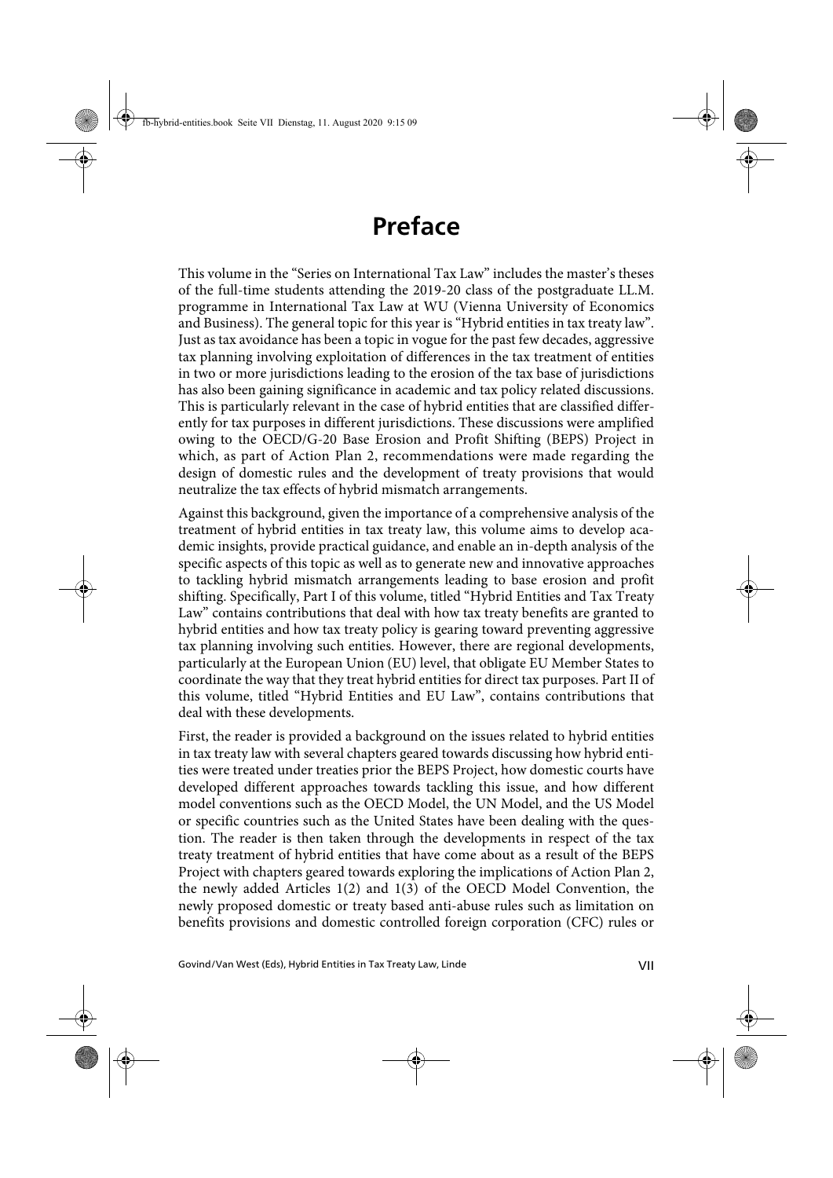# Preface

This volume in the "Series on International Tax Law" includes the master's theses of the full-time students attending the 2019-20 class of the postgraduate LL.M. programme in International Tax Law at WU (Vienna University of Economics and Business). The general topic for this year is "Hybrid entities in tax treaty law". Just as tax avoidance has been a topic in vogue for the past few decades, aggressive tax planning involving exploitation of differences in the tax treatment of entities in two or more jurisdictions leading to the erosion of the tax base of jurisdictions has also been gaining significance in academic and tax policy related discussions. This is particularly relevant in the case of hybrid entities that are classified differently for tax purposes in different jurisdictions. These discussions were amplified owing to the OECD/G-20 Base Erosion and Profit Shifting (BEPS) Project in which, as part of Action Plan 2, recommendations were made regarding the design of domestic rules and the development of treaty provisions that would neutralize the tax effects of hybrid mismatch arrangements.

Against this background, given the importance of a comprehensive analysis of the treatment of hybrid entities in tax treaty law, this volume aims to develop academic insights, provide practical guidance, and enable an in-depth analysis of the specific aspects of this topic as well as to generate new and innovative approaches to tackling hybrid mismatch arrangements leading to base erosion and profit shifting. Specifically, Part I of this volume, titled "Hybrid Entities and Tax Treaty Law" contains contributions that deal with how tax treaty benefits are granted to hybrid entities and how tax treaty policy is gearing toward preventing aggressive tax planning involving such entities. However, there are regional developments, particularly at the European Union (EU) level, that obligate EU Member States to coordinate the way that they treat hybrid entities for direct tax purposes. Part II of this volume, titled "Hybrid Entities and EU Law", contains contributions that deal with these developments.

First, the reader is provided a background on the issues related to hybrid entities in tax treaty law with several chapters geared towards discussing how hybrid entities were treated under treaties prior the BEPS Project, how domestic courts have developed different approaches towards tackling this issue, and how different model conventions such as the OECD Model, the UN Model, and the US Model or specific countries such as the United States have been dealing with the question. The reader is then taken through the developments in respect of the tax treaty treatment of hybrid entities that have come about as a result of the BEPS Project with chapters geared towards exploring the implications of Action Plan 2, the newly added Articles 1(2) and 1(3) of the OECD Model Convention, the newly proposed domestic or treaty based anti-abuse rules such as limitation on benefits provisions and domestic controlled foreign corporation (CFC) rules or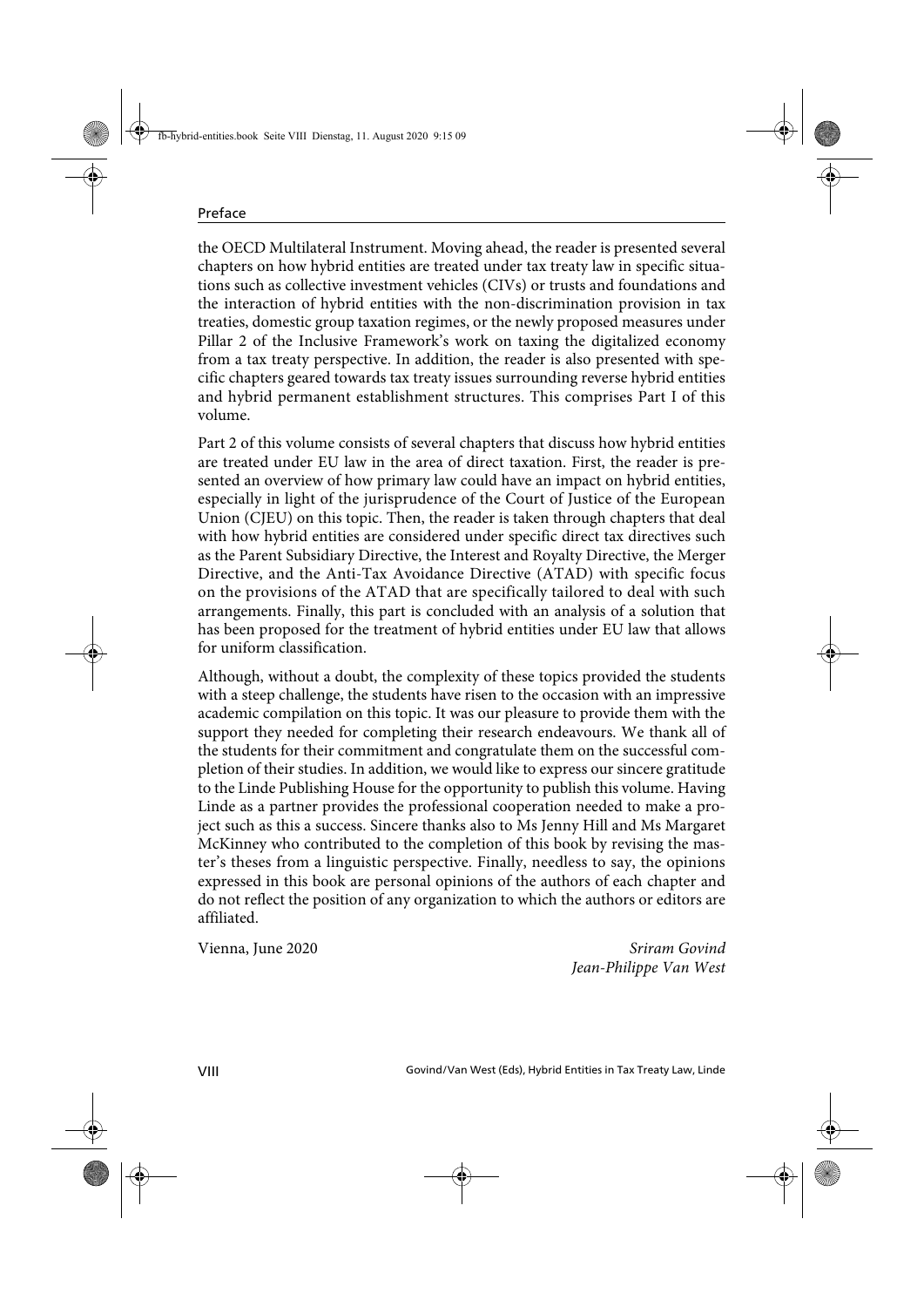the OECD Multilateral Instrument. Moving ahead, the reader is presented several chapters on how hybrid entities are treated under tax treaty law in specific situations such as collective investment vehicles (CIVs) or trusts and foundations and the interaction of hybrid entities with the non-discrimination provision in tax treaties, domestic group taxation regimes, or the newly proposed measures under Pillar 2 of the Inclusive Framework's work on taxing the digitalized economy from a tax treaty perspective. In addition, the reader is also presented with specific chapters geared towards tax treaty issues surrounding reverse hybrid entities and hybrid permanent establishment structures. This comprises Part I of this volume.

Part 2 of this volume consists of several chapters that discuss how hybrid entities are treated under EU law in the area of direct taxation. First, the reader is presented an overview of how primary law could have an impact on hybrid entities, especially in light of the jurisprudence of the Court of Justice of the European Union (CJEU) on this topic. Then, the reader is taken through chapters that deal with how hybrid entities are considered under specific direct tax directives such as the Parent Subsidiary Directive, the Interest and Royalty Directive, the Merger Directive, and the Anti-Tax Avoidance Directive (ATAD) with specific focus on the provisions of the ATAD that are specifically tailored to deal with such arrangements. Finally, this part is concluded with an analysis of a solution that has been proposed for the treatment of hybrid entities under EU law that allows for uniform classification.

Although, without a doubt, the complexity of these topics provided the students with a steep challenge, the students have risen to the occasion with an impressive academic compilation on this topic. It was our pleasure to provide them with the support they needed for completing their research endeavours. We thank all of the students for their commitment and congratulate them on the successful completion of their studies. In addition, we would like to express our sincere gratitude to the Linde Publishing House for the opportunity to publish this volume. Having Linde as a partner provides the professional cooperation needed to make a project such as this a success. Sincere thanks also to Ms Jenny Hill and Ms Margaret McKinney who contributed to the completion of this book by revising the master's theses from a linguistic perspective. Finally, needless to say, the opinions expressed in this book are personal opinions of the authors of each chapter and do not reflect the position of any organization to which the authors or editors are affiliated.

Vienna, June 2020

*Sriram Govind*
*Jean-Philippe Van West*